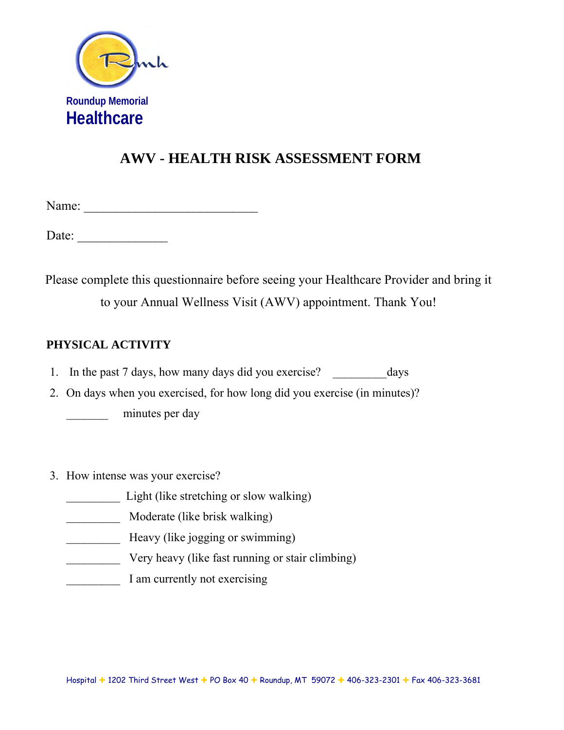Roundup Memorial
Healthcare

# AWV - HEALTH RISK ASSESSMENT FORM

Name: ___________________________

Date: ______________

Please complete this questionnaire before seeing your Healthcare Provider and bring it to your Annual Wellness Visit (AWV) appointment. Thank You!

## PHYSICAL ACTIVITY

1. In the past 7 days, how many days did you exercise? _________days
2. On days when you exercised, for how long did you exercise (in minutes)?

   _______ minutes per day

3. How intense was your exercise?

   _________ Light (like stretching or slow walking)

   _________ Moderate (like brisk walking)

   _________ Heavy (like jogging or swimming)

   _________ Very heavy (like fast running or stair climbing)

   _________ I am currently not exercising

Hospital + 1202 Third Street West + PO Box 40 + Roundup, MT 59072 + 406-323-2301 + Fax 406-323-3681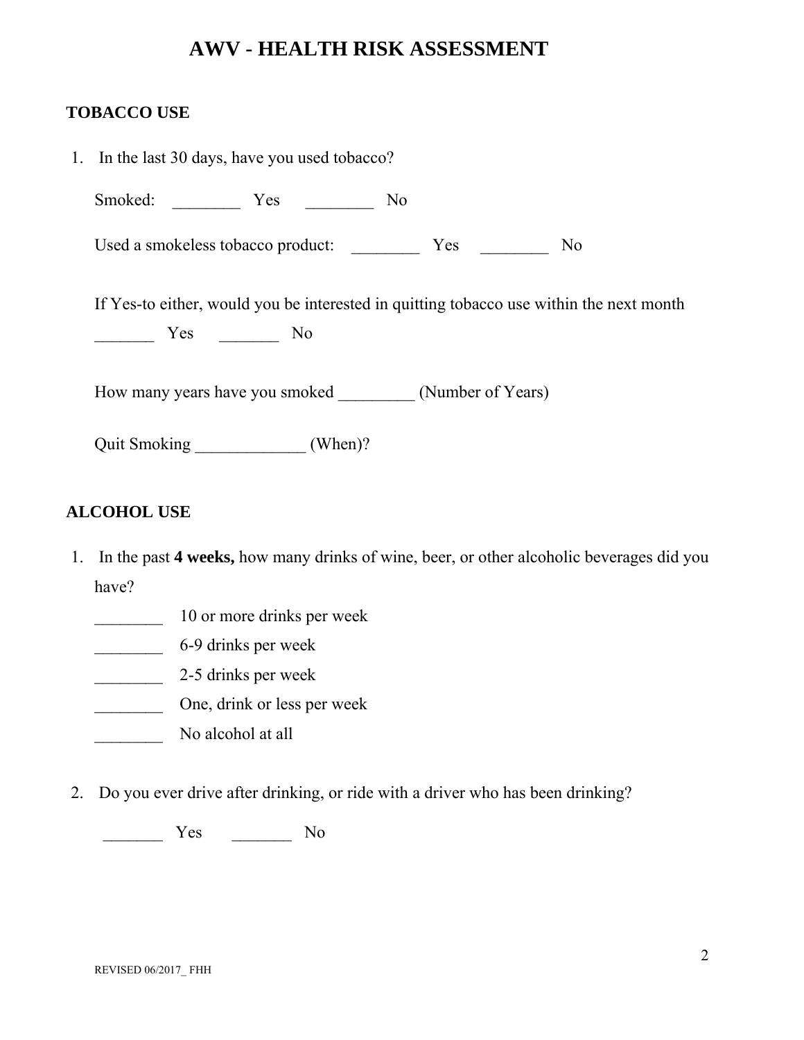# AWV - HEALTH RISK ASSESSMENT

## TOBACCO USE

1. In the last 30 days, have you used tobacco?

   Smoked: ________ Yes ________ No

   Used a smokeless tobacco product: ________ Yes ________ No

   If Yes-to either, would you be interested in quitting tobacco use within the next month

   _______ Yes _______ No

   How many years have you smoked _________ (Number of Years)

   Quit Smoking _____________ (When)?

## ALCOHOL USE

1. In the past **4 weeks,** how many drinks of wine, beer, or other alcoholic beverages did you have?

   ________ 10 or more drinks per week

   ________ 6-9 drinks per week

   ________ 2-5 drinks per week

   ________ One, drink or less per week

   ________ No alcohol at all

2. Do you ever drive after drinking, or ride with a driver who has been drinking?

   _______ Yes _______ No

REVISED 06/2017_ FHH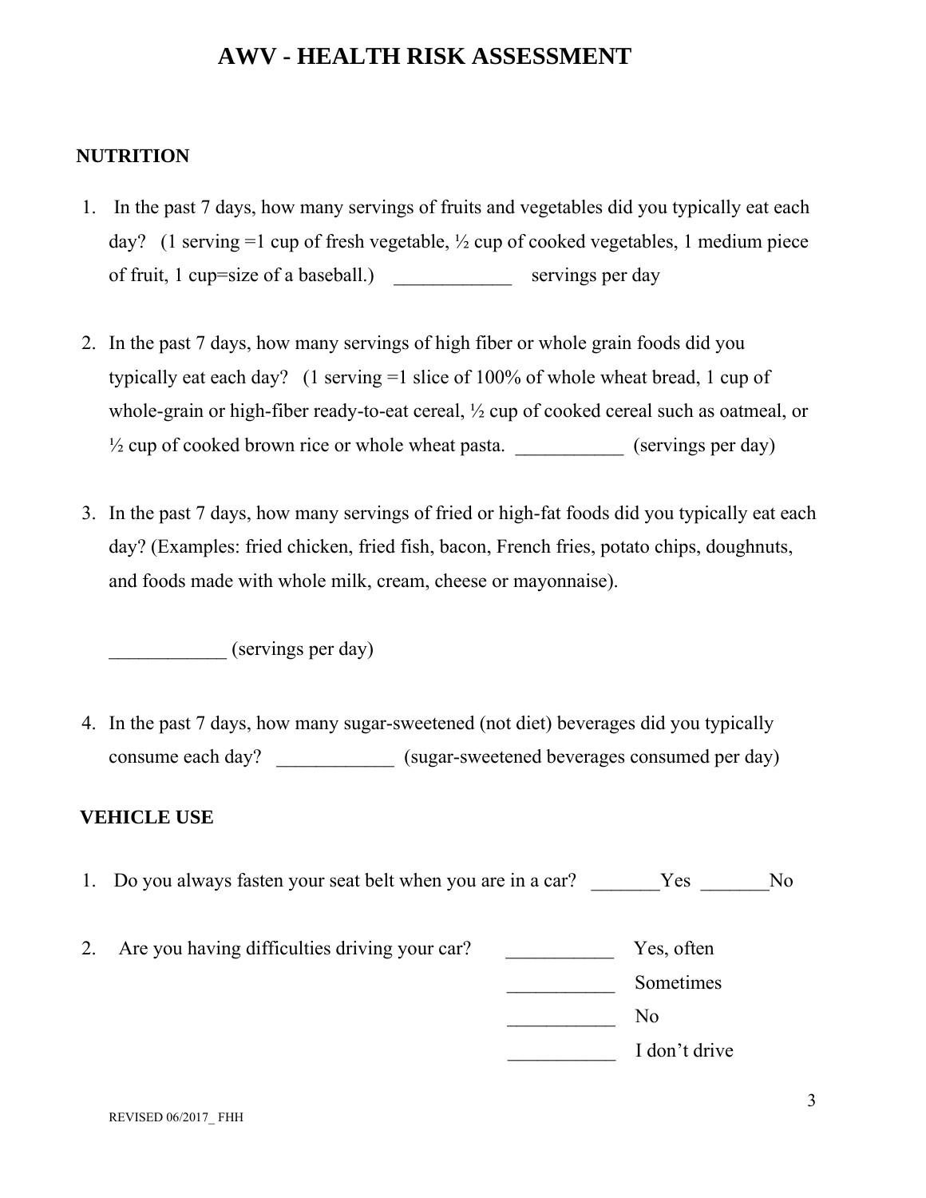# AWV - HEALTH RISK ASSESSMENT

## NUTRITION

1. In the past 7 days, how many servings of fruits and vegetables did you typically eat each day? (1 serving =1 cup of fresh vegetable, ½ cup of cooked vegetables, 1 medium piece of fruit, 1 cup=size of a baseball.) ____________ servings per day

2. In the past 7 days, how many servings of high fiber or whole grain foods did you typically eat each day? (1 serving =1 slice of 100% of whole wheat bread, 1 cup of whole-grain or high-fiber ready-to-eat cereal, ½ cup of cooked cereal such as oatmeal, or ½ cup of cooked brown rice or whole wheat pasta. ___________ (servings per day)

3. In the past 7 days, how many servings of fried or high-fat foods did you typically eat each day? (Examples: fried chicken, fried fish, bacon, French fries, potato chips, doughnuts, and foods made with whole milk, cream, cheese or mayonnaise).

   ____________ (servings per day)

4. In the past 7 days, how many sugar-sweetened (not diet) beverages did you typically consume each day? ____________ (sugar-sweetened beverages consumed per day)

## VEHICLE USE

1. Do you always fasten your seat belt when you are in a car? _______Yes _______No

2. Are you having difficulties driving your car?
   - ___________ Yes, often
   - ___________ Sometimes
   - ___________ No
   - ___________ I don't drive

REVISED 06/2017_ FHH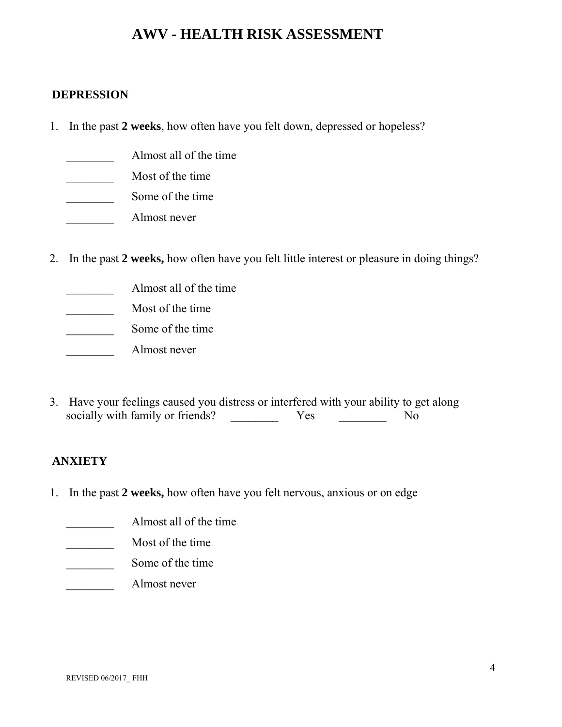# AWV - HEALTH RISK ASSESSMENT

**DEPRESSION**

1. In the past **2 weeks**, how often have you felt down, depressed or hopeless?

   ________ Almost all of the time
   ________ Most of the time
   ________ Some of the time
   ________ Almost never

2. In the past **2 weeks,** how often have you felt little interest or pleasure in doing things?

   ________ Almost all of the time
   ________ Most of the time
   ________ Some of the time
   ________ Almost never

3. Have your feelings caused you distress or interfered with your ability to get along socially with family or friends? ________ Yes ________ No

**ANXIETY**

1. In the past **2 weeks,** how often have you felt nervous, anxious or on edge

   ________ Almost all of the time
   ________ Most of the time
   ________ Some of the time
   ________ Almost never

REVISED 06/2017_ FHH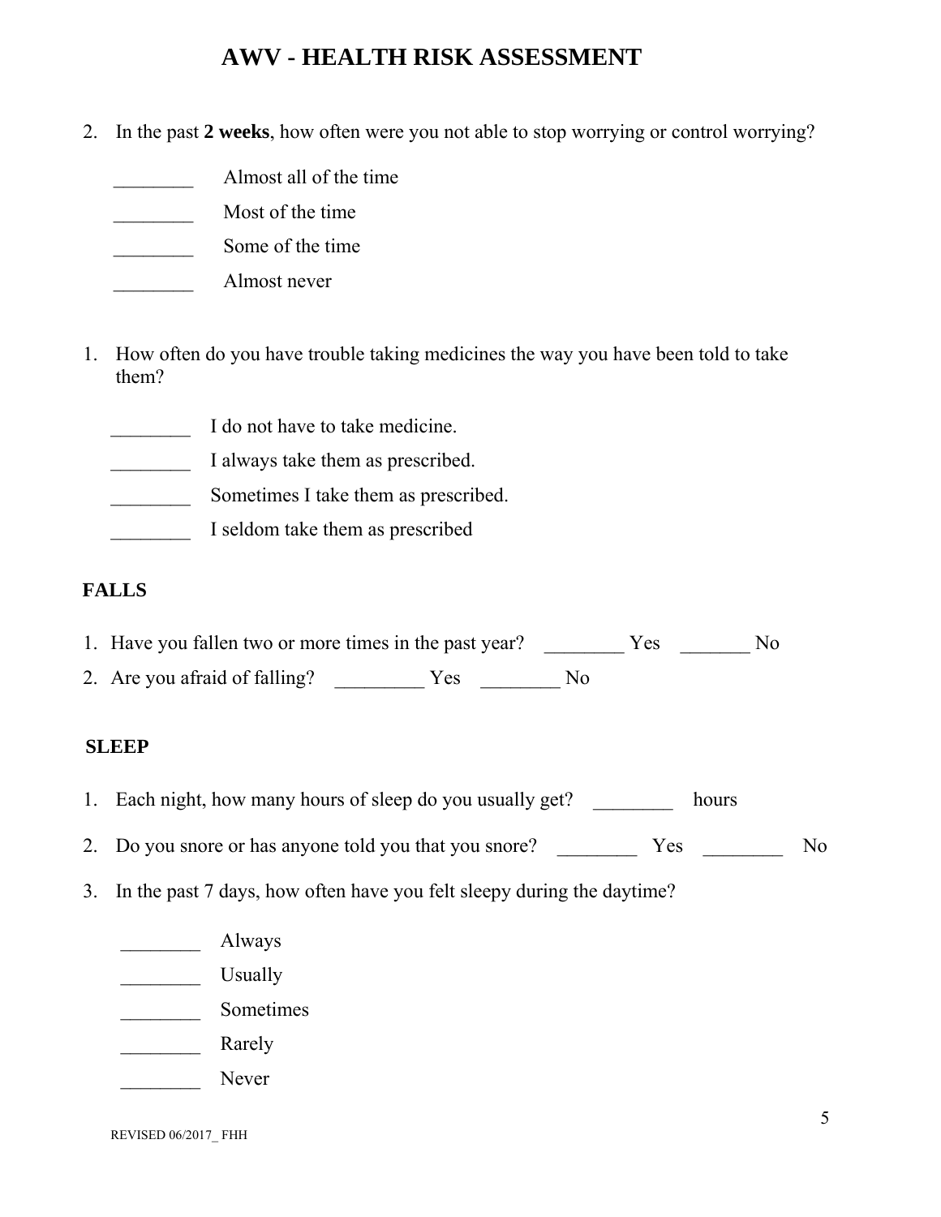# AWV - HEALTH RISK ASSESSMENT

2. In the past **2 weeks**, how often were you not able to stop worrying or control worrying?

    ________ Almost all of the time
    ________ Most of the time
    ________ Some of the time
    ________ Almost never

1. How often do you have trouble taking medicines the way you have been told to take them?

    ________ I do not have to take medicine.
    ________ I always take them as prescribed.
    ________ Sometimes I take them as prescribed.
    ________ I seldom take them as prescribed

**FALLS**

1. Have you fallen two or more times in the past year? ________ Yes _______ No
2. Are you afraid of falling? _________ Yes ________ No

**SLEEP**

1. Each night, how many hours of sleep do you usually get? ________ hours
2. Do you snore or has anyone told you that you snore? ________ Yes ________ No
3. In the past 7 days, how often have you felt sleepy during the daytime?

    ________ Always
    ________ Usually
    ________ Sometimes
    ________ Rarely
    ________ Never

REVISED 06/2017_ FHH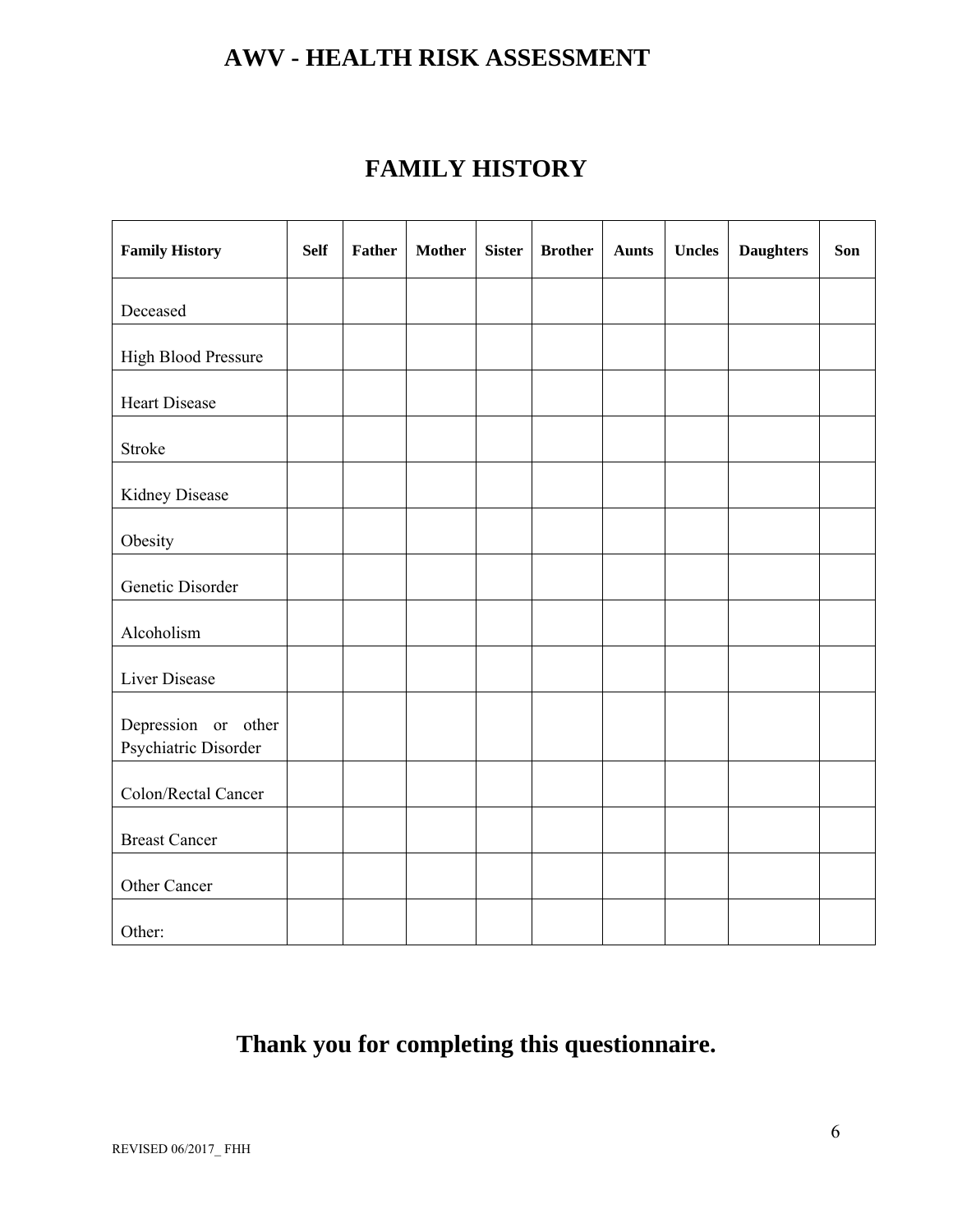# AWV - HEALTH RISK ASSESSMENT

## FAMILY HISTORY

| Family History | Self | Father | Mother | Sister | Brother | Aunts | Uncles | Daughters | Son |
|---|---|---|---|---|---|---|---|---|---|
| Deceased | | | | | | | | | |
| High Blood Pressure | | | | | | | | | |
| Heart Disease | | | | | | | | | |
| Stroke | | | | | | | | | |
| Kidney Disease | | | | | | | | | |
| Obesity | | | | | | | | | |
| Genetic Disorder | | | | | | | | | |
| Alcoholism | | | | | | | | | |
| Liver Disease | | | | | | | | | |
| Depression or other Psychiatric Disorder | | | | | | | | | |
| Colon/Rectal Cancer | | | | | | | | | |
| Breast Cancer | | | | | | | | | |
| Other Cancer | | | | | | | | | |
| Other: | | | | | | | | | |

**Thank you for completing this questionnaire.**

REVISED 06/2017_ FHH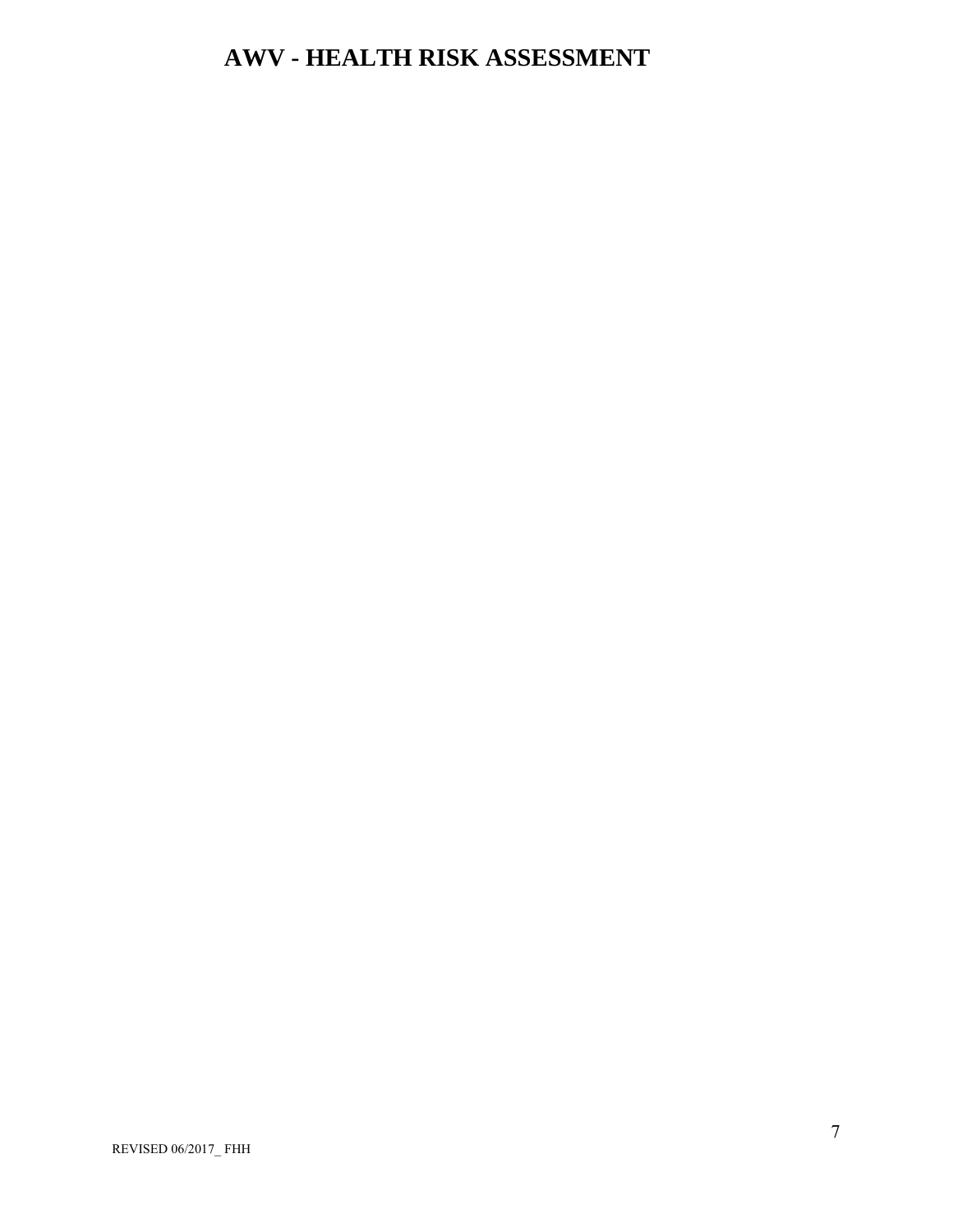# AWV - HEALTH RISK ASSESSMENT

REVISED 06/2017_ FHH